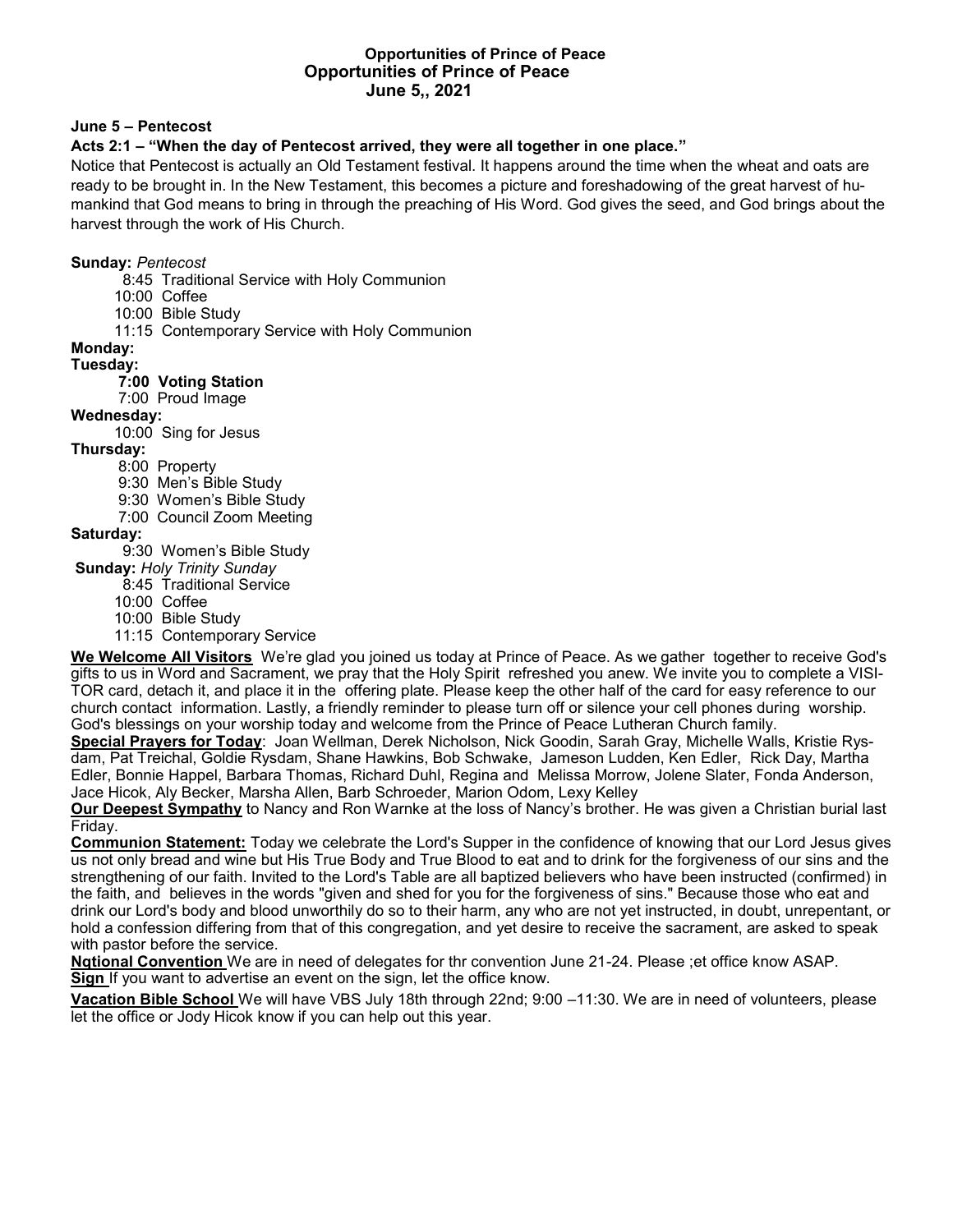**Opportunities of Prince of Peace**

# Opportunities of Prince of Peace
## June 5,, 2021

**June 5 – Pentecost**

**Acts 2:1 – "When the day of Pentecost arrived, they were all together in one place."**

Notice that Pentecost is actually an Old Testament festival. It happens around the time when the wheat and oats are ready to be brought in. In the New Testament, this becomes a picture and foreshadowing of the great harvest of humankind that God means to bring in through the preaching of His Word. God gives the seed, and God brings about the harvest through the work of His Church.

**Sunday:** *Pentecost*
- 8:45 Traditional Service with Holy Communion
- 10:00 Coffee
- 10:00 Bible Study
- 11:15 Contemporary Service with Holy Communion

**Monday:**

**Tuesday:**
- **7:00 Voting Station**
- 7:00 Proud Image

**Wednesday:**
- 10:00 Sing for Jesus

**Thursday:**
- 8:00 Property
- 9:30 Men's Bible Study
- 9:30 Women's Bible Study
- 7:00 Council Zoom Meeting

**Saturday:**
- 9:30 Women's Bible Study

**Sunday:** *Holy Trinity Sunday*
- 8:45 Traditional Service
- 10:00 Coffee
- 10:00 Bible Study
- 11:15 Contemporary Service

**We Welcome All Visitors** We're glad you joined us today at Prince of Peace. As we gather together to receive God's gifts to us in Word and Sacrament, we pray that the Holy Spirit refreshed you anew. We invite you to complete a VISITOR card, detach it, and place it in the offering plate. Please keep the other half of the card for easy reference to our church contact information. Lastly, a friendly reminder to please turn off or silence your cell phones during worship. God's blessings on your worship today and welcome from the Prince of Peace Lutheran Church family.

**Special Prayers for Today**: Joan Wellman, Derek Nicholson, Nick Goodin, Sarah Gray, Michelle Walls, Kristie Rysdam, Pat Treichal, Goldie Rysdam, Shane Hawkins, Bob Schwake, Jameson Ludden, Ken Edler, Rick Day, Martha Edler, Bonnie Happel, Barbara Thomas, Richard Duhl, Regina and Melissa Morrow, Jolene Slater, Fonda Anderson, Jace Hicok, Aly Becker, Marsha Allen, Barb Schroeder, Marion Odom, Lexy Kelley

**Our Deepest Sympathy** to Nancy and Ron Warnke at the loss of Nancy's brother. He was given a Christian burial last Friday.

**Communion Statement:** Today we celebrate the Lord's Supper in the confidence of knowing that our Lord Jesus gives us not only bread and wine but His True Body and True Blood to eat and to drink for the forgiveness of our sins and the strengthening of our faith. Invited to the Lord's Table are all baptized believers who have been instructed (confirmed) in the faith, and believes in the words "given and shed for you for the forgiveness of sins." Because those who eat and drink our Lord's body and blood unworthily do so to their harm, any who are not yet instructed, in doubt, unrepentant, or hold a confession differing from that of this congregation, and yet desire to receive the sacrament, are asked to speak with pastor before the service.

**Nqtional Convention** We are in need of delegates for thr convention June 21-24. Please ;et office know ASAP.

**Sign** If you want to advertise an event on the sign, let the office know.

**Vacation Bible School** We will have VBS July 18th through 22nd; 9:00 –11:30. We are in need of volunteers, please let the office or Jody Hicok know if you can help out this year.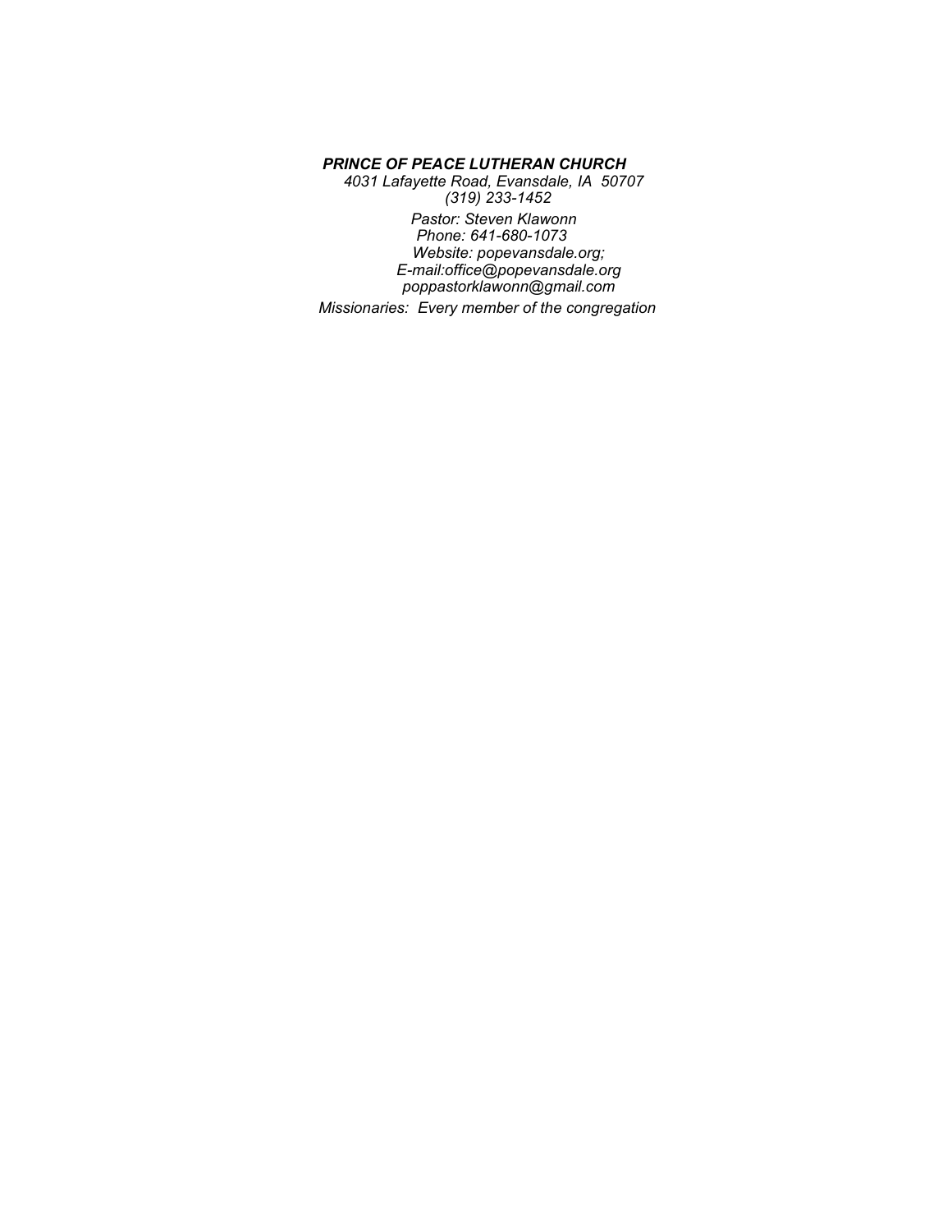***PRINCE OF PEACE LUTHERAN CHURCH***

*4031 Lafayette Road, Evansdale, IA 50707*

*(319) 233-1452*

*Pastor: Steven Klawonn*

*Phone: 641-680-1073*

*Website: popevansdale.org;*

*E-mail:office@popevansdale.org*

*poppastorklawonn@gmail.com*

*Missionaries: Every member of the congregation*